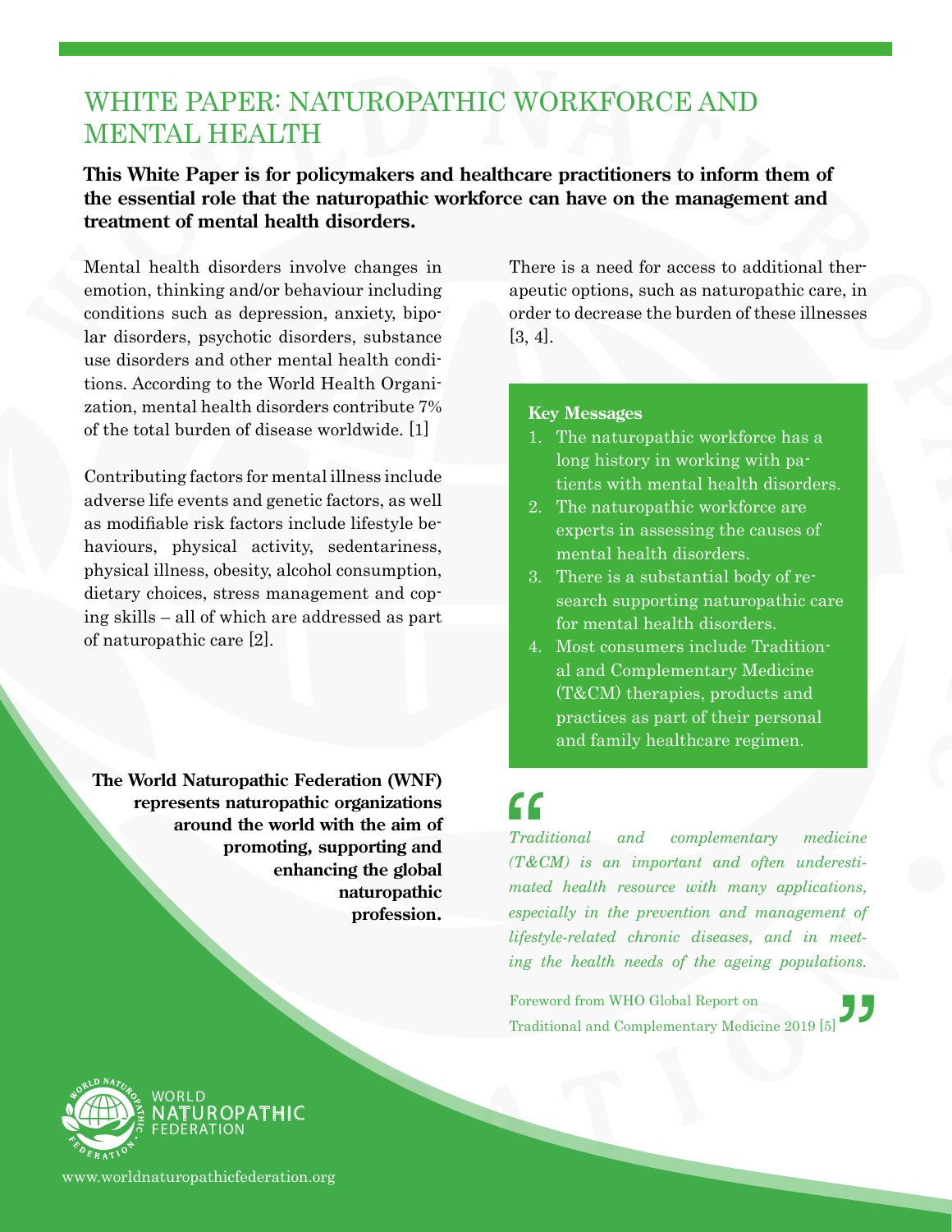# WHITE PAPER: NATUROPATHIC WORKFORCE AND MENTAL HEALTH

**This White Paper is for policymakers and healthcare practitioners to inform them of the essential role that the naturopathic workforce can have on the management and treatment of mental health disorders.**

Mental health disorders involve changes in emotion, thinking and/or behaviour including conditions such as depression, anxiety, bipolar disorders, psychotic disorders, substance use disorders and other mental health conditions. According to the World Health Organization, mental health disorders contribute 7% of the total burden of disease worldwide. [1]

Contributing factors for mental illness include adverse life events and genetic factors, as well as modifiable risk factors include lifestyle behaviours, physical activity, sedentariness, physical illness, obesity, alcohol consumption, dietary choices, stress management and coping skills – all of which are addressed as part of naturopathic care [2].

There is a need for access to additional therapeutic options, such as naturopathic care, in order to decrease the burden of these illnesses [3, 4].

**Key Messages**

1. The naturopathic workforce has a long history in working with patients with mental health disorders.
2. The naturopathic workforce are experts in assessing the causes of mental health disorders.
3. There is a substantial body of research supporting naturopathic care for mental health disorders.
4. Most consumers include Traditional and Complementary Medicine (T&CM) therapies, products and practices as part of their personal and family healthcare regimen.

**The World Naturopathic Federation (WNF) represents naturopathic organizations around the world with the aim of promoting, supporting and enhancing the global naturopathic profession.**

> *Traditional and complementary medicine (T&CM) is an important and often underestimated health resource with many applications, especially in the prevention and management of lifestyle-related chronic diseases, and in meeting the health needs of the ageing populations.*
>
> Foreword from WHO Global Report on Traditional and Complementary Medicine 2019 [5]

WORLD NATUROPATHIC FEDERATION

www.worldnaturopathicfederation.org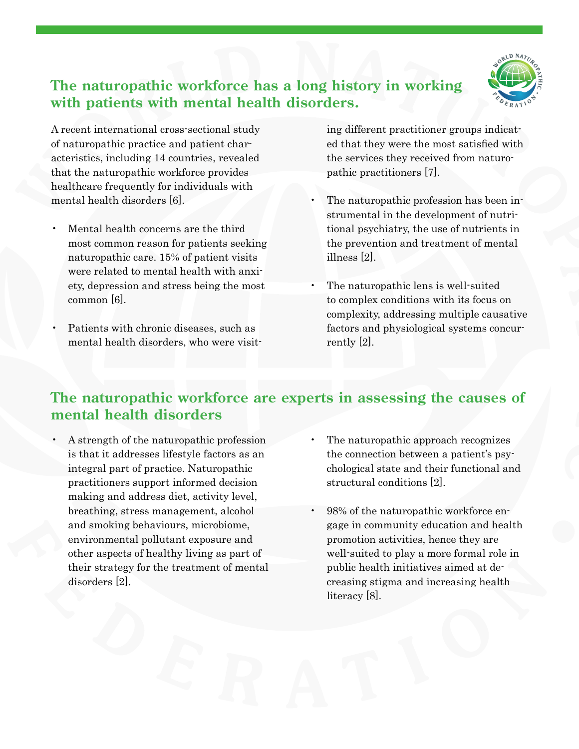## The naturopathic workforce has a long history in working with patients with mental health disorders.

A recent international cross-sectional study of naturopathic practice and patient characteristics, including 14 countries, revealed that the naturopathic workforce provides healthcare frequently for individuals with mental health disorders [6].

- Mental health concerns are the third most common reason for patients seeking naturopathic care. 15% of patient visits were related to mental health with anxiety, depression and stress being the most common [6].
- Patients with chronic diseases, such as mental health disorders, who were visiting different practitioner groups indicated that they were the most satisfied with the services they received from naturopathic practitioners [7].
- The naturopathic profession has been instrumental in the development of nutritional psychiatry, the use of nutrients in the prevention and treatment of mental illness [2].
- The naturopathic lens is well-suited to complex conditions with its focus on complexity, addressing multiple causative factors and physiological systems concurrently [2].

## The naturopathic workforce are experts in assessing the causes of mental health disorders

- A strength of the naturopathic profession is that it addresses lifestyle factors as an integral part of practice. Naturopathic practitioners support informed decision making and address diet, activity level, breathing, stress management, alcohol and smoking behaviours, microbiome, environmental pollutant exposure and other aspects of healthy living as part of their strategy for the treatment of mental disorders [2].
- The naturopathic approach recognizes the connection between a patient's psychological state and their functional and structural conditions [2].
- 98% of the naturopathic workforce engage in community education and health promotion activities, hence they are well-suited to play a more formal role in public health initiatives aimed at decreasing stigma and increasing health literacy [8].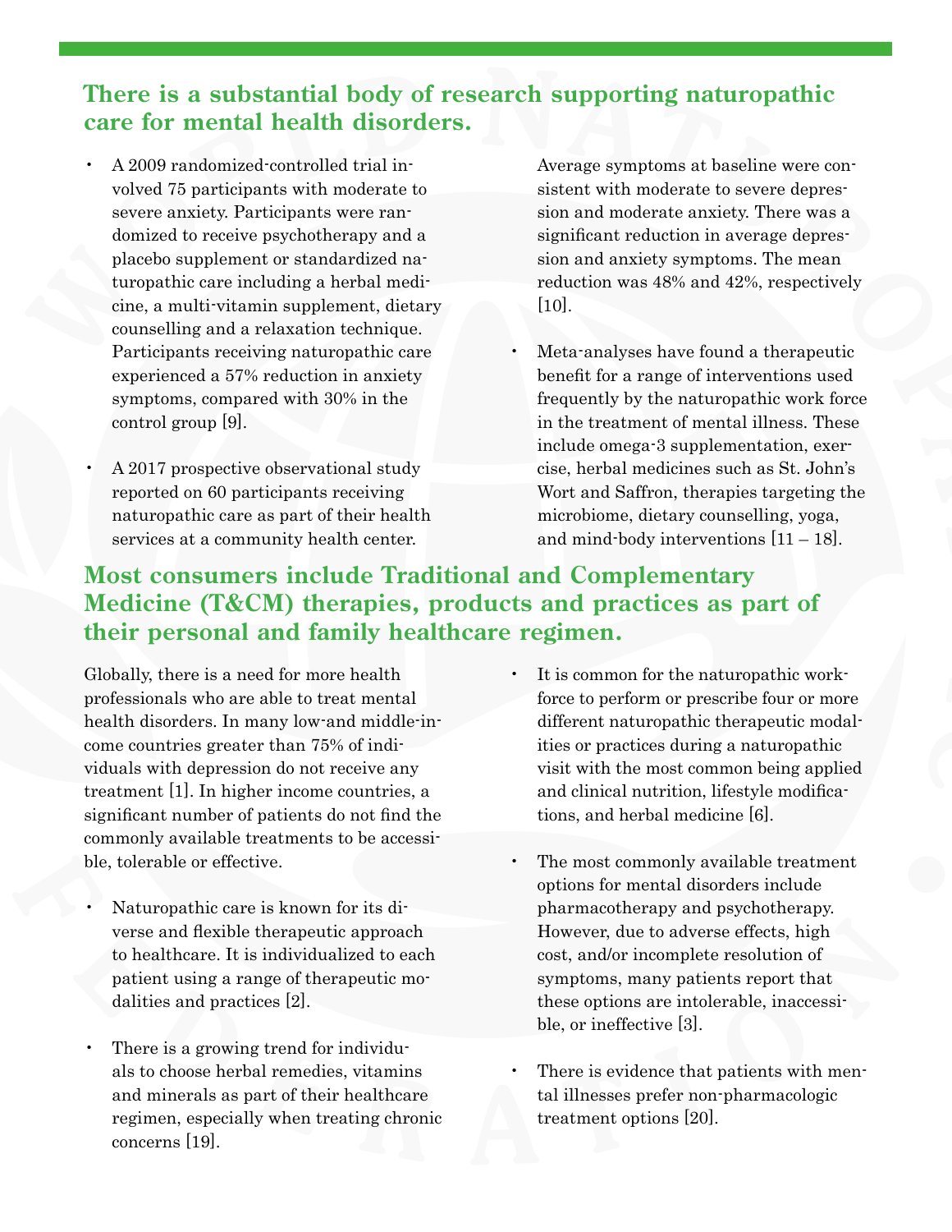## There is a substantial body of research supporting naturopathic care for mental health disorders.

- A 2009 randomized-controlled trial involved 75 participants with moderate to severe anxiety. Participants were randomized to receive psychotherapy and a placebo supplement or standardized naturopathic care including a herbal medicine, a multi-vitamin supplement, dietary counselling and a relaxation technique. Participants receiving naturopathic care experienced a 57% reduction in anxiety symptoms, compared with 30% in the control group [9].
- A 2017 prospective observational study reported on 60 participants receiving naturopathic care as part of their health services at a community health center. Average symptoms at baseline were consistent with moderate to severe depression and moderate anxiety. There was a significant reduction in average depression and anxiety symptoms. The mean reduction was 48% and 42%, respectively [10].
- Meta-analyses have found a therapeutic benefit for a range of interventions used frequently by the naturopathic work force in the treatment of mental illness. These include omega-3 supplementation, exercise, herbal medicines such as St. John's Wort and Saffron, therapies targeting the microbiome, dietary counselling, yoga, and mind-body interventions [11 – 18].

## Most consumers include Traditional and Complementary Medicine (T&CM) therapies, products and practices as part of their personal and family healthcare regimen.

Globally, there is a need for more health professionals who are able to treat mental health disorders. In many low-and middle-income countries greater than 75% of individuals with depression do not receive any treatment [1]. In higher income countries, a significant number of patients do not find the commonly available treatments to be accessible, tolerable or effective.

- Naturopathic care is known for its diverse and flexible therapeutic approach to healthcare. It is individualized to each patient using a range of therapeutic modalities and practices [2].
- There is a growing trend for individuals to choose herbal remedies, vitamins and minerals as part of their healthcare regimen, especially when treating chronic concerns [19].
- It is common for the naturopathic workforce to perform or prescribe four or more different naturopathic therapeutic modalities or practices during a naturopathic visit with the most common being applied and clinical nutrition, lifestyle modifications, and herbal medicine [6].
- The most commonly available treatment options for mental disorders include pharmacotherapy and psychotherapy. However, due to adverse effects, high cost, and/or incomplete resolution of symptoms, many patients report that these options are intolerable, inaccessible, or ineffective [3].
- There is evidence that patients with mental illnesses prefer non-pharmacologic treatment options [20].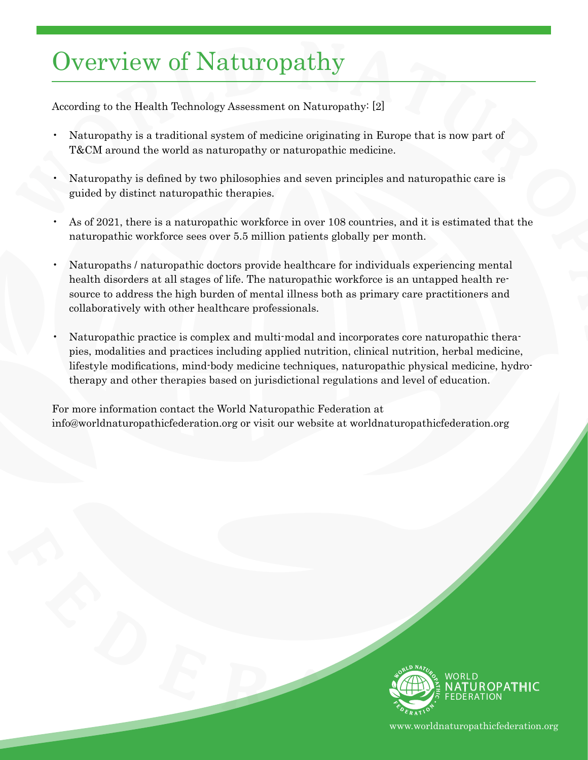# Overview of Naturopathy

According to the Health Technology Assessment on Naturopathy: [2]

- Naturopathy is a traditional system of medicine originating in Europe that is now part of T&CM around the world as naturopathy or naturopathic medicine.
- Naturopathy is defined by two philosophies and seven principles and naturopathic care is guided by distinct naturopathic therapies.
- As of 2021, there is a naturopathic workforce in over 108 countries, and it is estimated that the naturopathic workforce sees over 5.5 million patients globally per month.
- Naturopaths / naturopathic doctors provide healthcare for individuals experiencing mental health disorders at all stages of life. The naturopathic workforce is an untapped health resource to address the high burden of mental illness both as primary care practitioners and collaboratively with other healthcare professionals.
- Naturopathic practice is complex and multi-modal and incorporates core naturopathic therapies, modalities and practices including applied nutrition, clinical nutrition, herbal medicine, lifestyle modifications, mind-body medicine techniques, naturopathic physical medicine, hydrotherapy and other therapies based on jurisdictional regulations and level of education.

For more information contact the World Naturopathic Federation at info@worldnaturopathicfederation.org or visit our website at worldnaturopathicfederation.org

WORLD NATUROPATHIC FEDERATION

www.worldnaturopathicfederation.org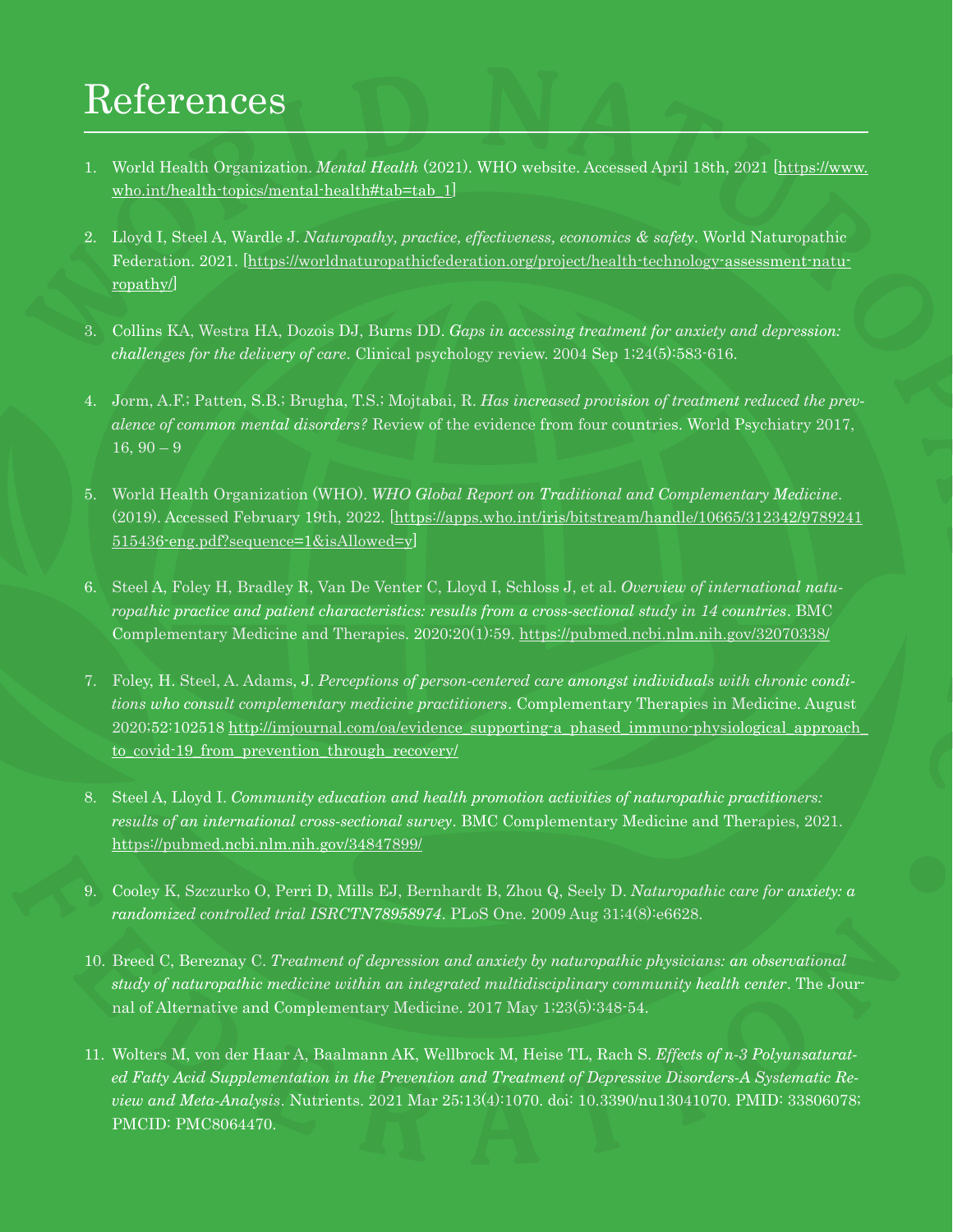# References

1. World Health Organization. *Mental Health* (2021). WHO website. Accessed April 18th, 2021 [https://www.who.int/health-topics/mental-health#tab=tab_1]

2. Lloyd I, Steel A, Wardle J. *Naturopathy, practice, effectiveness, economics & safety*. World Naturopathic Federation. 2021. [https://worldnaturopathicfederation.org/project/health-technology-assessment-naturopathy/]

3. Collins KA, Westra HA, Dozois DJ, Burns DD. *Gaps in accessing treatment for anxiety and depression: challenges for the delivery of care*. Clinical psychology review. 2004 Sep 1;24(5):583-616.

4. Jorm, A.F.; Patten, S.B.; Brugha, T.S.; Mojtabai, R. *Has increased provision of treatment reduced the prevalence of common mental disorders?* Review of the evidence from four countries. World Psychiatry 2017, 16, 90 – 9

5. World Health Organization (WHO). *WHO Global Report on Traditional and Complementary Medicine*. (2019). Accessed February 19th, 2022. [https://apps.who.int/iris/bitstream/handle/10665/312342/9789241515436-eng.pdf?sequence=1&isAllowed=y]

6. Steel A, Foley H, Bradley R, Van De Venter C, Lloyd I, Schloss J, et al. *Overview of international naturopathic practice and patient characteristics: results from a cross-sectional study in 14 countries*. BMC Complementary Medicine and Therapies. 2020;20(1):59. https://pubmed.ncbi.nlm.nih.gov/32070338/

7. Foley, H. Steel, A. Adams, J. *Perceptions of person-centered care amongst individuals with chronic conditions who consult complementary medicine practitioners*. Complementary Therapies in Medicine. August 2020;52:102518 http://imjournal.com/oa/evidence_supporting-a_phased_immuno-physiological_approach_to_covid-19_from_prevention_through_recovery/

8. Steel A, Lloyd I. *Community education and health promotion activities of naturopathic practitioners: results of an international cross-sectional survey*. BMC Complementary Medicine and Therapies, 2021. https://pubmed.ncbi.nlm.nih.gov/34847899/

9. Cooley K, Szczurko O, Perri D, Mills EJ, Bernhardt B, Zhou Q, Seely D. *Naturopathic care for anxiety: a randomized controlled trial ISRCTN78958974*. PLoS One. 2009 Aug 31;4(8):e6628.

10. Breed C, Bereznay C. *Treatment of depression and anxiety by naturopathic physicians: an observational study of naturopathic medicine within an integrated multidisciplinary community health center*. The Journal of Alternative and Complementary Medicine. 2017 May 1;23(5):348-54.

11. Wolters M, von der Haar A, Baalmann AK, Wellbrock M, Heise TL, Rach S. *Effects of n-3 Polyunsaturated Fatty Acid Supplementation in the Prevention and Treatment of Depressive Disorders-A Systematic Review and Meta-Analysis*. Nutrients. 2021 Mar 25;13(4):1070. doi: 10.3390/nu13041070. PMID: 33806078; PMCID: PMC8064470.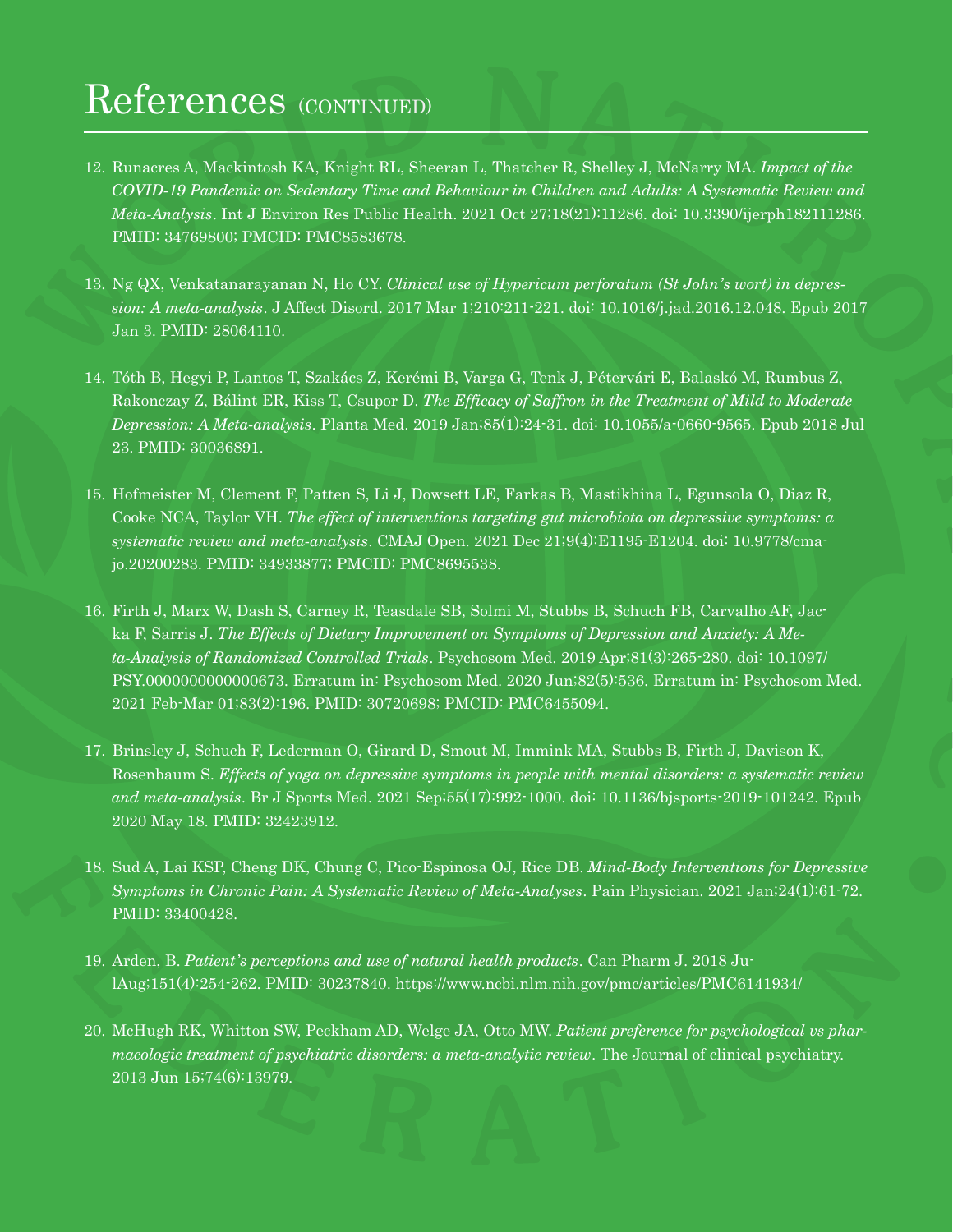# References (CONTINUED)

12. Runacres A, Mackintosh KA, Knight RL, Sheeran L, Thatcher R, Shelley J, McNarry MA. *Impact of the COVID-19 Pandemic on Sedentary Time and Behaviour in Children and Adults: A Systematic Review and Meta-Analysis*. Int J Environ Res Public Health. 2021 Oct 27;18(21):11286. doi: 10.3390/ijerph182111286. PMID: 34769800; PMCID: PMC8583678.

13. Ng QX, Venkatanarayanan N, Ho CY. *Clinical use of Hypericum perforatum (St John's wort) in depression: A meta-analysis*. J Affect Disord. 2017 Mar 1;210:211-221. doi: 10.1016/j.jad.2016.12.048. Epub 2017 Jan 3. PMID: 28064110.

14. Tóth B, Hegyi P, Lantos T, Szakács Z, Kerémi B, Varga G, Tenk J, Pétervári E, Balaskó M, Rumbus Z, Rakonczay Z, Bálint ER, Kiss T, Csupor D. *The Efficacy of Saffron in the Treatment of Mild to Moderate Depression: A Meta-analysis*. Planta Med. 2019 Jan;85(1):24-31. doi: 10.1055/a-0660-9565. Epub 2018 Jul 23. PMID: 30036891.

15. Hofmeister M, Clement F, Patten S, Li J, Dowsett LE, Farkas B, Mastikhina L, Egunsola O, Diaz R, Cooke NCA, Taylor VH. *The effect of interventions targeting gut microbiota on depressive symptoms: a systematic review and meta-analysis*. CMAJ Open. 2021 Dec 21;9(4):E1195-E1204. doi: 10.9778/cmajo.20200283. PMID: 34933877; PMCID: PMC8695538.

16. Firth J, Marx W, Dash S, Carney R, Teasdale SB, Solmi M, Stubbs B, Schuch FB, Carvalho AF, Jacka F, Sarris J. *The Effects of Dietary Improvement on Symptoms of Depression and Anxiety: A Meta-Analysis of Randomized Controlled Trials*. Psychosom Med. 2019 Apr;81(3):265-280. doi: 10.1097/PSY.0000000000000673. Erratum in: Psychosom Med. 2020 Jun;82(5):536. Erratum in: Psychosom Med. 2021 Feb-Mar 01;83(2):196. PMID: 30720698; PMCID: PMC6455094.

17. Brinsley J, Schuch F, Lederman O, Girard D, Smout M, Immink MA, Stubbs B, Firth J, Davison K, Rosenbaum S. *Effects of yoga on depressive symptoms in people with mental disorders: a systematic review and meta-analysis*. Br J Sports Med. 2021 Sep;55(17):992-1000. doi: 10.1136/bjsports-2019-101242. Epub 2020 May 18. PMID: 32423912.

18. Sud A, Lai KSP, Cheng DK, Chung C, Pico-Espinosa OJ, Rice DB. *Mind-Body Interventions for Depressive Symptoms in Chronic Pain: A Systematic Review of Meta-Analyses*. Pain Physician. 2021 Jan;24(1):61-72. PMID: 33400428.

19. Arden, B. *Patient's perceptions and use of natural health products*. Can Pharm J. 2018 JulAug;151(4):254-262. PMID: 30237840. https://www.ncbi.nlm.nih.gov/pmc/articles/PMC6141934/

20. McHugh RK, Whitton SW, Peckham AD, Welge JA, Otto MW. *Patient preference for psychological vs pharmacologic treatment of psychiatric disorders: a meta-analytic review*. The Journal of clinical psychiatry. 2013 Jun 15;74(6):13979.